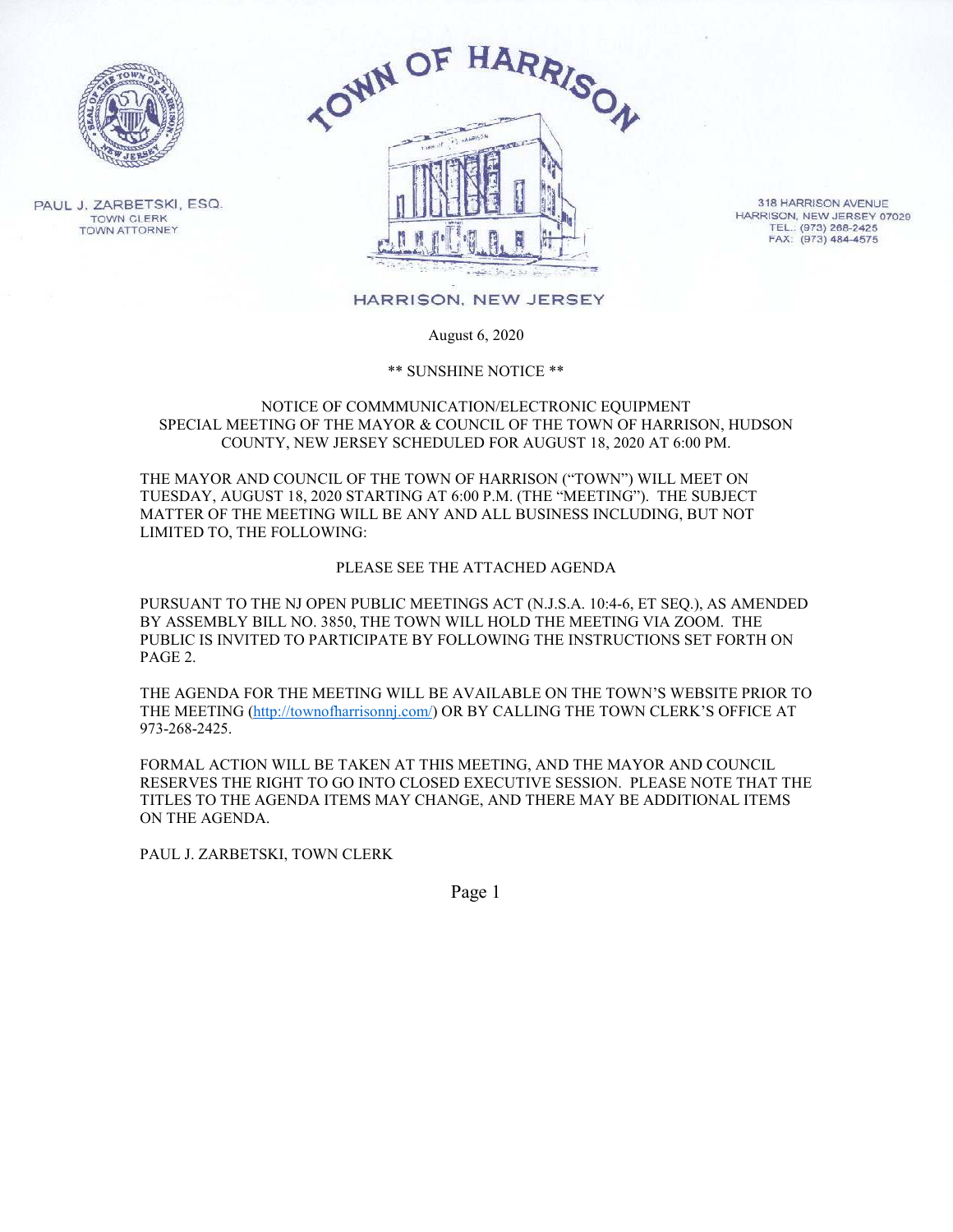# TOWN OF HARRISON

PAUL J. ZARBETSKI, ESQ.
TOWN CLERK
TOWN ATTORNEY

318 HARRISON AVENUE
HARRISON, NEW JERSEY 07029
TEL.: (973) 268-2425
FAX: (973) 484-4575

HARRISON, NEW JERSEY

August 6, 2020

\*\* SUNSHINE NOTICE \*\*

NOTICE OF COMMMUNICATION/ELECTRONIC EQUIPMENT SPECIAL MEETING OF THE MAYOR & COUNCIL OF THE TOWN OF HARRISON, HUDSON COUNTY, NEW JERSEY SCHEDULED FOR AUGUST 18, 2020 AT 6:00 PM.

THE MAYOR AND COUNCIL OF THE TOWN OF HARRISON ("TOWN") WILL MEET ON TUESDAY, AUGUST 18, 2020 STARTING AT 6:00 P.M. (THE "MEETING"). THE SUBJECT MATTER OF THE MEETING WILL BE ANY AND ALL BUSINESS INCLUDING, BUT NOT LIMITED TO, THE FOLLOWING:

PLEASE SEE THE ATTACHED AGENDA

PURSUANT TO THE NJ OPEN PUBLIC MEETINGS ACT (N.J.S.A. 10:4-6, ET SEQ.), AS AMENDED BY ASSEMBLY BILL NO. 3850, THE TOWN WILL HOLD THE MEETING VIA ZOOM. THE PUBLIC IS INVITED TO PARTICIPATE BY FOLLOWING THE INSTRUCTIONS SET FORTH ON PAGE 2.

THE AGENDA FOR THE MEETING WILL BE AVAILABLE ON THE TOWN'S WEBSITE PRIOR TO THE MEETING (http://townofharrisonnj.com/) OR BY CALLING THE TOWN CLERK'S OFFICE AT 973-268-2425.

FORMAL ACTION WILL BE TAKEN AT THIS MEETING, AND THE MAYOR AND COUNCIL RESERVES THE RIGHT TO GO INTO CLOSED EXECUTIVE SESSION. PLEASE NOTE THAT THE TITLES TO THE AGENDA ITEMS MAY CHANGE, AND THERE MAY BE ADDITIONAL ITEMS ON THE AGENDA.

PAUL J. ZARBETSKI, TOWN CLERK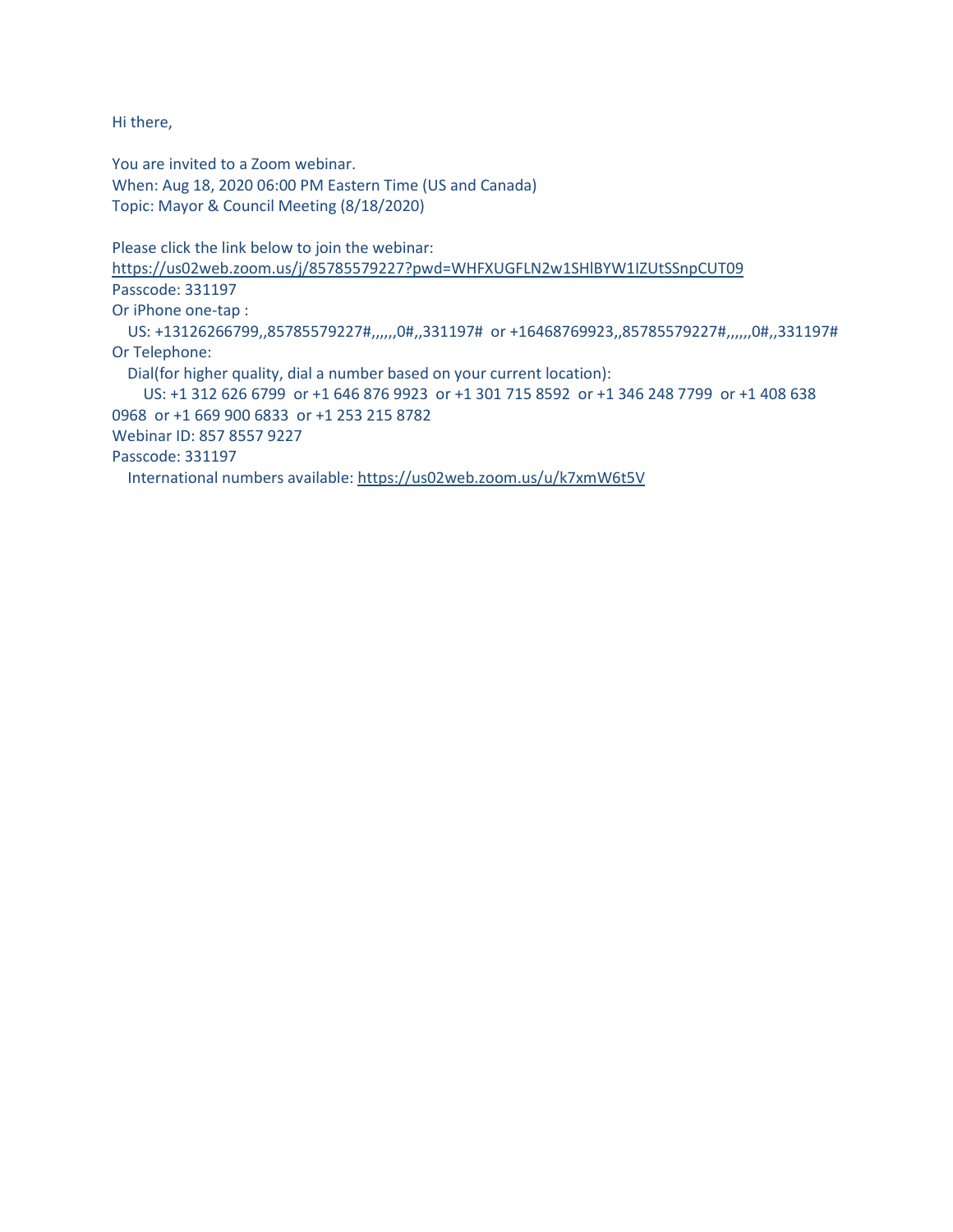Hi there,

You are invited to a Zoom webinar.
When: Aug 18, 2020 06:00 PM Eastern Time (US and Canada)
Topic: Mayor & Council Meeting (8/18/2020)

Please click the link below to join the webinar:
https://us02web.zoom.us/j/85785579227?pwd=WHFXUGFLN2w1SHlBYW1IZUtSSnpCUT09
Passcode: 331197
Or iPhone one-tap :
US: +13126266799,,85785579227#,,,,,,0#,,331197# or +16468769923,,85785579227#,,,,,,0#,,331197#
Or Telephone:
Dial(for higher quality, dial a number based on your current location):
US: +1 312 626 6799 or +1 646 876 9923 or +1 301 715 8592 or +1 346 248 7799 or +1 408 638 0968 or +1 669 900 6833 or +1 253 215 8782
Webinar ID: 857 8557 9227
Passcode: 331197
International numbers available: https://us02web.zoom.us/u/k7xmW6t5V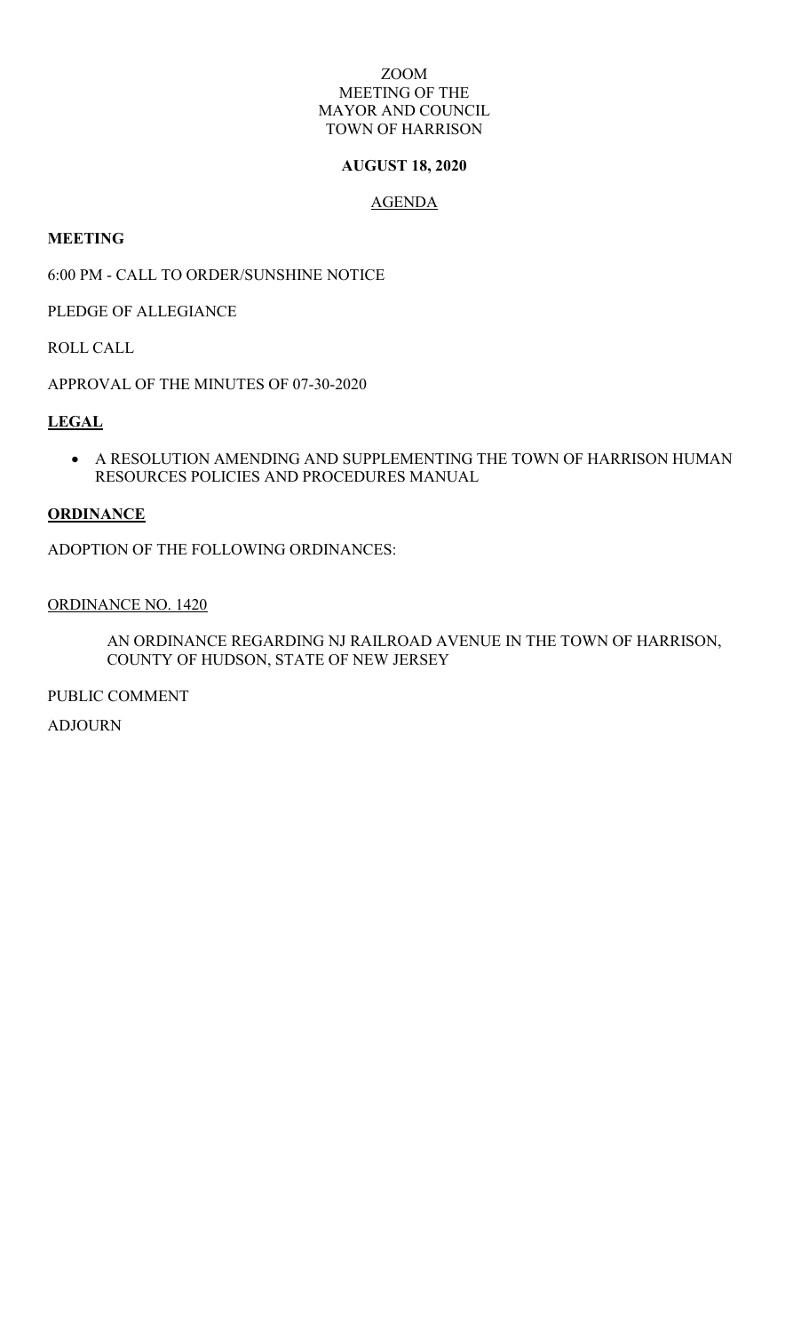ZOOM
MEETING OF THE
MAYOR AND COUNCIL
TOWN OF HARRISON

**AUGUST 18, 2020**

AGENDA

**MEETING**

6:00 PM - CALL TO ORDER/SUNSHINE NOTICE

PLEDGE OF ALLEGIANCE

ROLL CALL

APPROVAL OF THE MINUTES OF 07-30-2020

**LEGAL**

- A RESOLUTION AMENDING AND SUPPLEMENTING THE TOWN OF HARRISON HUMAN RESOURCES POLICIES AND PROCEDURES MANUAL

**ORDINANCE**

ADOPTION OF THE FOLLOWING ORDINANCES:

ORDINANCE NO. 1420

AN ORDINANCE REGARDING NJ RAILROAD AVENUE IN THE TOWN OF HARRISON, COUNTY OF HUDSON, STATE OF NEW JERSEY

PUBLIC COMMENT

ADJOURN